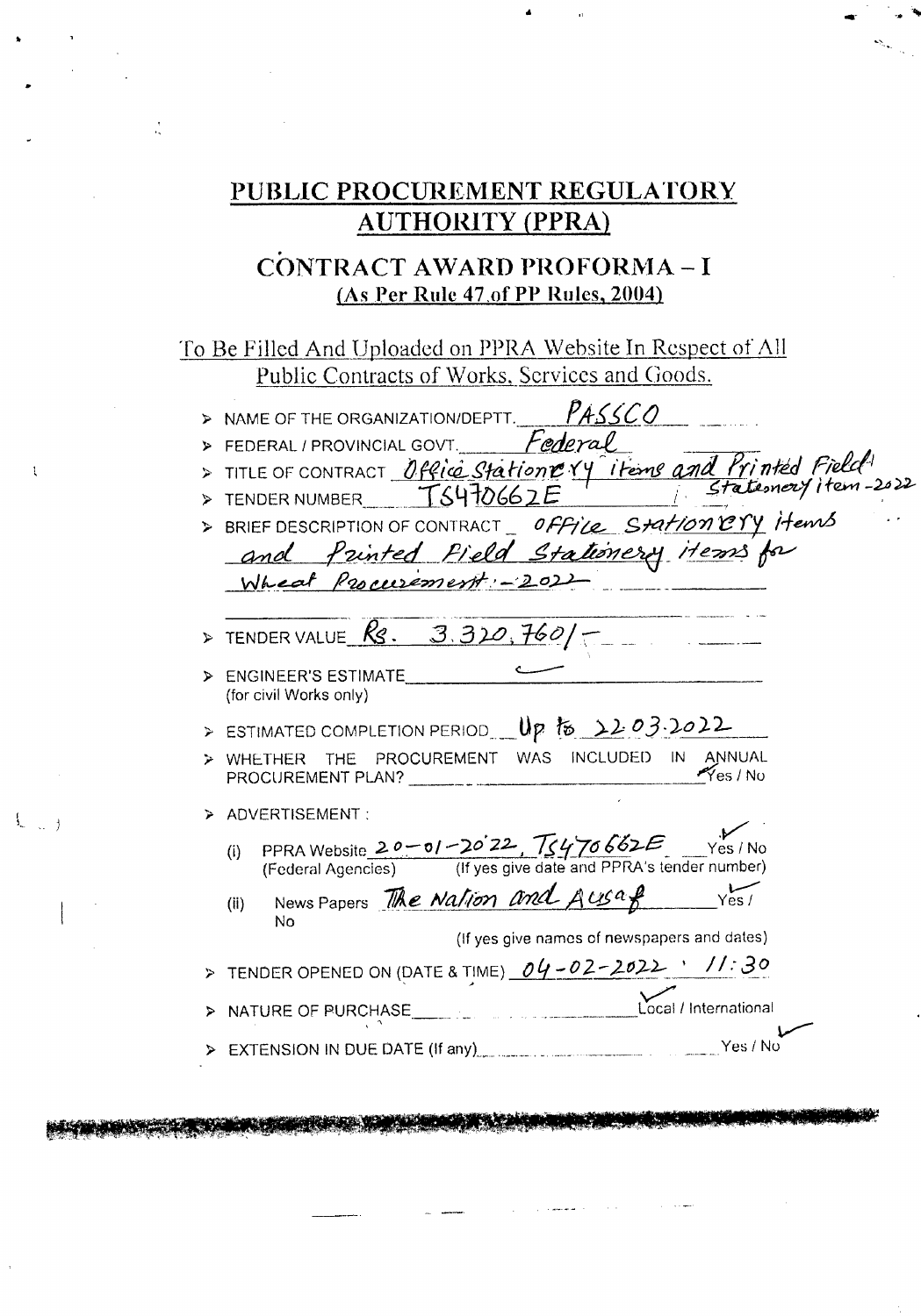# PUBLIC PROCUREMENT REGULATORY AUTHORITY (PPRA)

## CONTRACT AWARD PROFORMA – I

**(As Per Rule 47 of PP Rules, 2004)**

To Be Filled And Uploaded on PPRA Website In Respect of All Public Contracts of Works, Services and Goods.

- NAME OF THE ORGANIZATION/DEPTT. PASSCO
- FEDERAL / PROVINCIAL GOVT. Federal
- TITLE OF CONTRACT Office Stationery items and Printed Field Stationery item -2022
- TENDER NUMBER TS470662E
- BRIEF DESCRIPTION OF CONTRACT Office Stationery items and Printed Field Stationery items for Wheat Procurement:-2022
- TENDER VALUE Rs. 3,320,760/-
- ENGINEER'S ESTIMATE —
  (for civil Works only)
- ESTIMATED COMPLETION PERIOD Up to 22.03.2022
- WHETHER THE PROCUREMENT WAS INCLUDED IN ANNUAL PROCUREMENT PLAN? ✓Yes / No
- ADVERTISEMENT :
  - (i) PPRA Website 20-01-2022, TS470662E ✓Yes / No
    (Federal Agencies) (If yes give date and PPRA's tender number)
  - (ii) News Papers The Nation and Ausaf ✓Yes / No
    (If yes give names of newspapers and dates)
- TENDER OPENED ON (DATE & TIME) 04-02-2022 11:30
- NATURE OF PURCHASE ✓Local / International
- EXTENSION IN DUE DATE (If any) Yes / No✓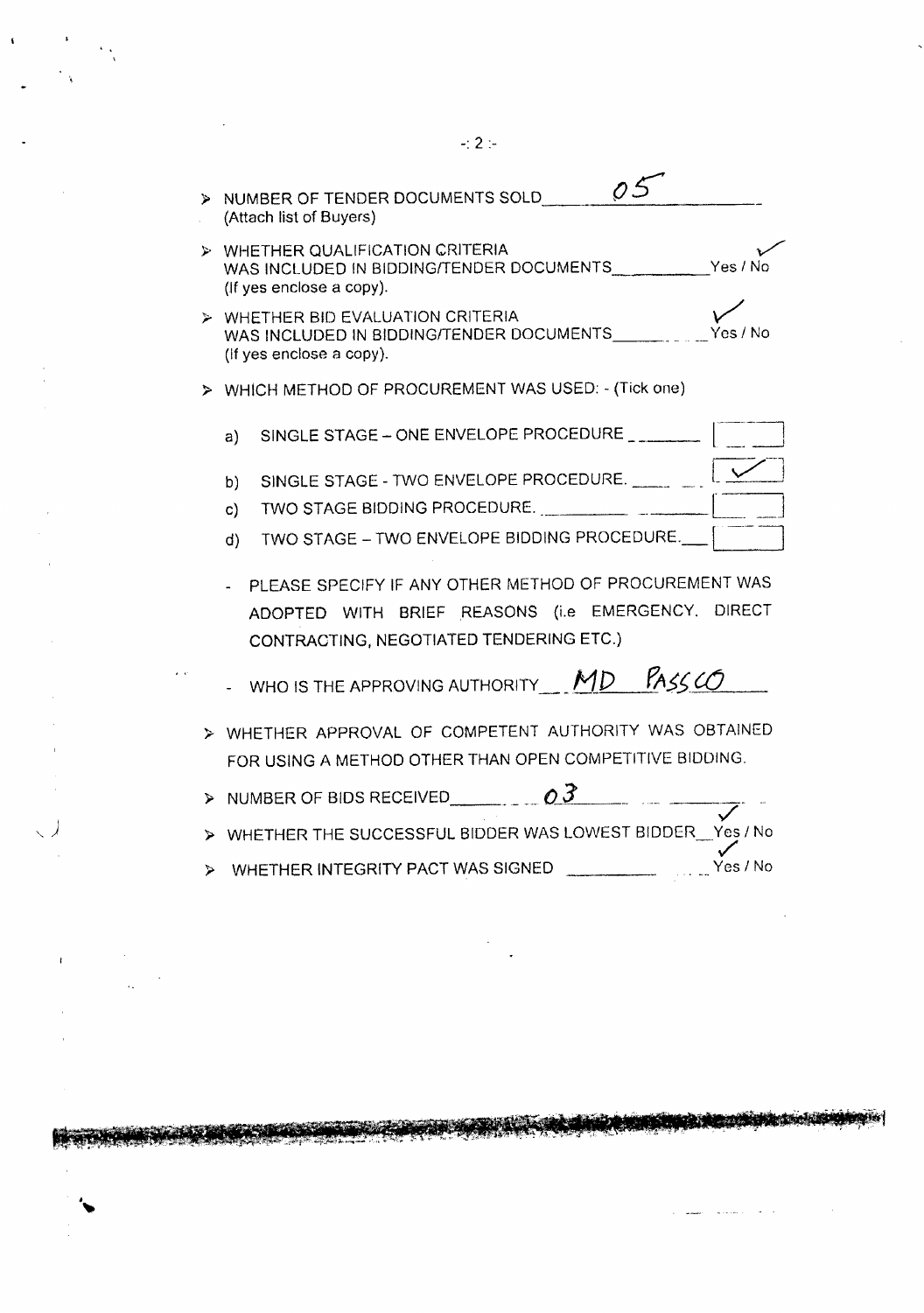- NUMBER OF TENDER DOCUMENTS SOLD ___05___
  (Attach list of Buyers)

- WHETHER QUALIFICATION CRITERIA WAS INCLUDED IN BIDDING/TENDER DOCUMENTS ______ Yes / No ✓
  (If yes enclose a copy).

- WHETHER BID EVALUATION CRITERIA WAS INCLUDED IN BIDDING/TENDER DOCUMENTS ______ Yes / No ✓
  (If yes enclose a copy).

- WHICH METHOD OF PROCUREMENT WAS USED: - (Tick one)

  a) SINGLE STAGE – ONE ENVELOPE PROCEDURE ______ [ ]

  b) SINGLE STAGE - TWO ENVELOPE PROCEDURE. ______ [✓]

  c) TWO STAGE BIDDING PROCEDURE. ______ [ ]

  d) TWO STAGE – TWO ENVELOPE BIDDING PROCEDURE. ______ [ ]

  - PLEASE SPECIFY IF ANY OTHER METHOD OF PROCUREMENT WAS ADOPTED WITH BRIEF REASONS (i.e EMERGENCY. DIRECT CONTRACTING, NEGOTIATED TENDERING ETC.)

  - WHO IS THE APPROVING AUTHORITY ___MD PASSCO___

- WHETHER APPROVAL OF COMPETENT AUTHORITY WAS OBTAINED FOR USING A METHOD OTHER THAN OPEN COMPETITIVE BIDDING.

- NUMBER OF BIDS RECEIVED ___03___

- WHETHER THE SUCCESSFUL BIDDER WAS LOWEST BIDDER ___ Yes / No ✓

- WHETHER INTEGRITY PACT WAS SIGNED ______ Yes / No ✓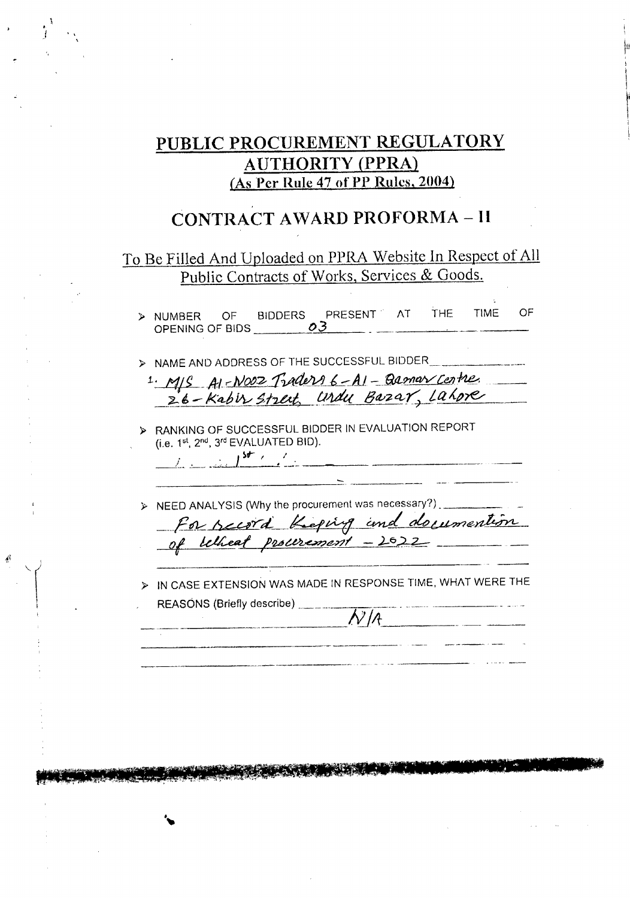# PUBLIC PROCUREMENT REGULATORY AUTHORITY (PPRA)

(As Per Rule 47 of PP Rules, 2004)

## CONTRACT AWARD PROFORMA – II

To Be Filled And Uploaded on PPRA Website In Respect of All Public Contracts of Works, Services & Goods.

- NUMBER OF BIDDERS PRESENT AT THE TIME OF OPENING OF BIDS 03

- NAME AND ADDRESS OF THE SUCCESSFUL BIDDER
  1. M/S Al-Nooz Traders 6-Al-Qamar Centre, 26-Kabir Street, Urdu Bazar, Lahore

- RANKING OF SUCCESSFUL BIDDER IN EVALUATION REPORT (i.e. 1st, 2nd, 3rd EVALUATED BID).
  1st

- NEED ANALYSIS (Why the procurement was necessary?)
  For record keeping and documention of Wheat procurement – 2022

- IN CASE EXTENSION WAS MADE IN RESPONSE TIME, WHAT WERE THE REASONS (Briefly describe)
  N/A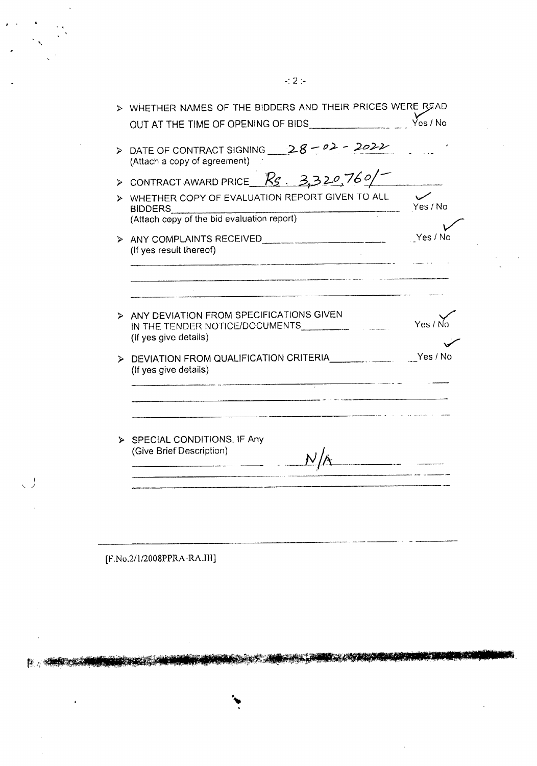- WHETHER NAMES OF THE BIDDERS AND THEIR PRICES WERE READ OUT AT THE TIME OF OPENING OF BIDS ✓ Yes / No

- DATE OF CONTRACT SIGNING 28-02-2022
  (Attach a copy of agreement)

- CONTRACT AWARD PRICE Rs. 3,320,760/-

- WHETHER COPY OF EVALUATION REPORT GIVEN TO ALL BIDDERS ✓ Yes / No
  (Attach copy of the bid evaluation report)

- ANY COMPLAINTS RECEIVED Yes / No ✓
  (If yes result thereof)

- ANY DEVIATION FROM SPECIFICATIONS GIVEN IN THE TENDER NOTICE/DOCUMENTS Yes / No ✓
  (If yes give details)

- DEVIATION FROM QUALIFICATION CRITERIA Yes / No ✓
  (If yes give details)

- SPECIAL CONDITIONS, IF Any
  (Give Brief Description)
  N/A

[F.No.2/1/2008PPRA-RA.III]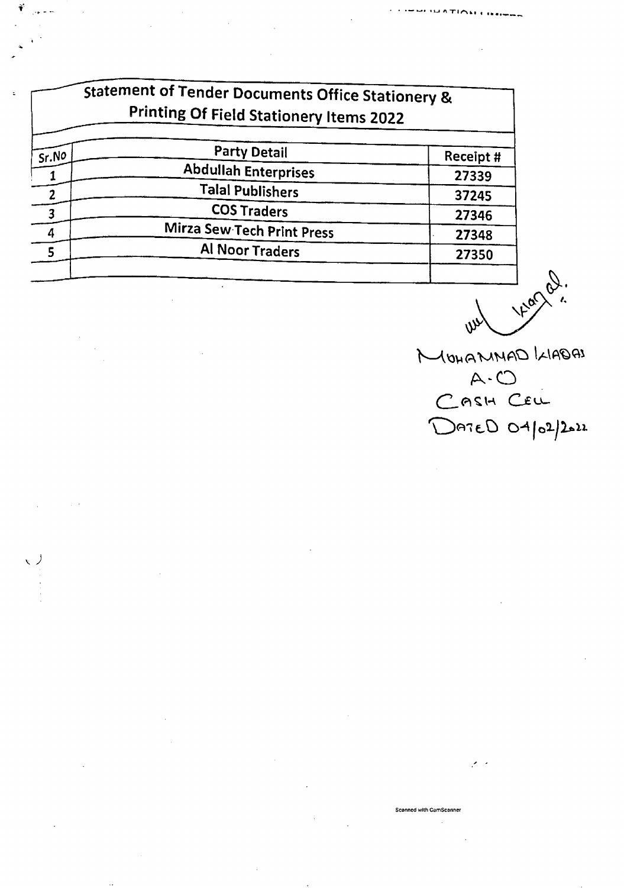## Statement of Tender Documents Office Stationery & Printing Of Field Stationery Items 2022

| Sr.No | Party Detail | Receipt # |
|---|---|---|
| 1 | Abdullah Enterprises | 27339 |
| 2 | Talal Publishers | 37245 |
| 3 | COS Traders | 27346 |
| 4 | Mirza Sew Tech Print Press | 27348 |
| 5 | Al Noor Traders | 27350 |
| | | |

MUHAMMAD KIABAI
A.O
CASH CELL
DATED 04/02/2022

Scanned with CamScanner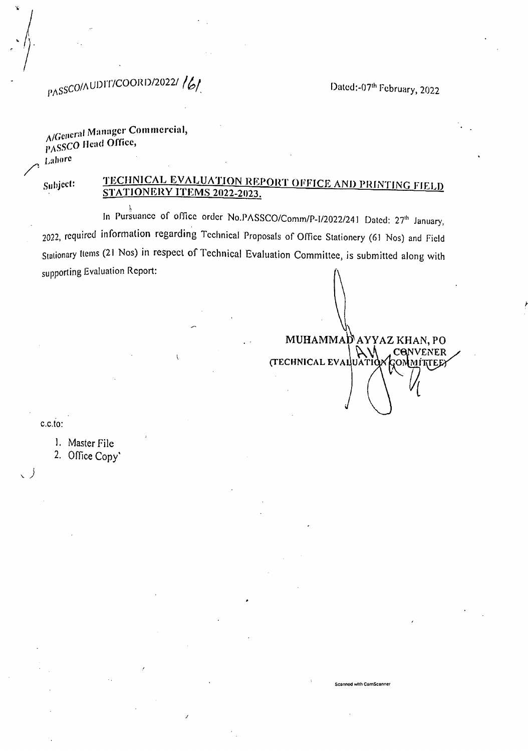PASSCO/AUDIT/COORD/2022/ 161

Dated:-07th February, 2022

A/General Manager Commercial,
PASSCO Head Office,
Lahore

Subject: **TECHNICAL EVALUATION REPORT OFFICE AND PRINTING FIELD STATIONERY ITEMS 2022-2023.**

In Pursuance of office order No.PASSCO/Comm/P-I/2022/241 Dated: 27th January, 2022, required information regarding Technical Proposals of Office Stationery (61 Nos) and Field Stationary Items (21 Nos) in respect of Technical Evaluation Committee, is submitted along with supporting Evaluation Report:

**MUHAMMAD AYYAZ KHAN, PO**
**CONVENER**
**(TECHNICAL EVALUATION COMMITTEE)**

c.c.to:

1. Master File
2. Office Copy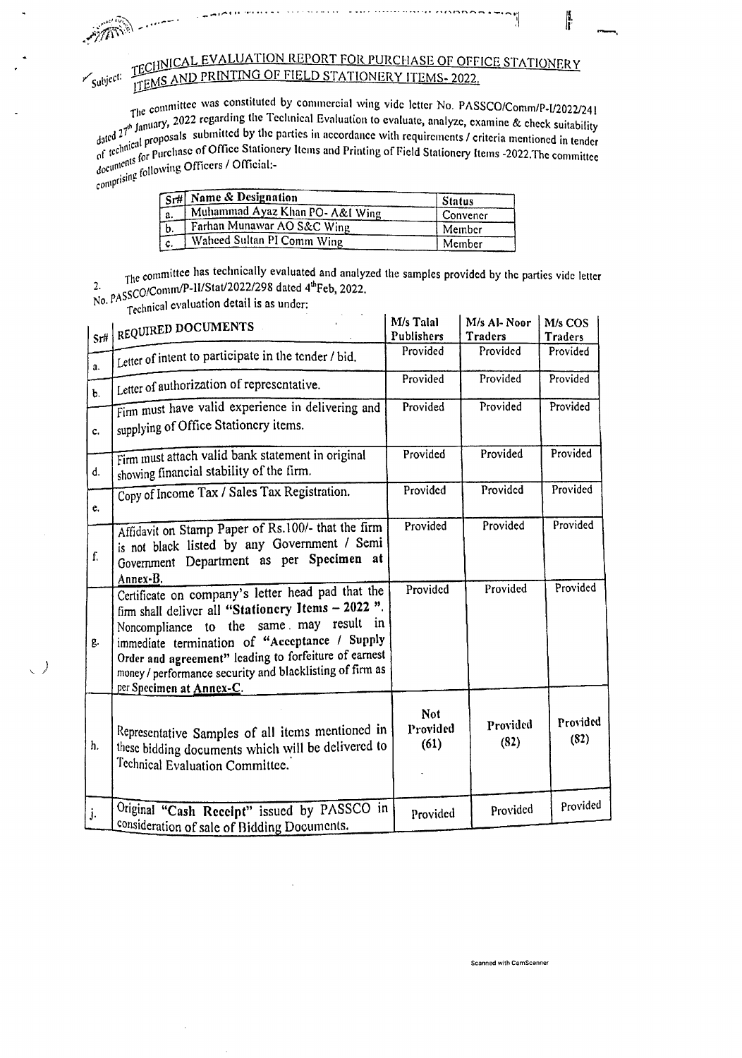Subject: **TECHNICAL EVALUATION REPORT FOR PURCHASE OF OFFICE STATIONERY ITEMS AND PRINTING OF FIELD STATIONERY ITEMS- 2022.**

The committee was constituted by commercial wing vide letter No. PASSCO/Comm/P-I/2022/241 dated 27th January, 2022 regarding the Technical Evaluation to evaluate, analyze, examine & check suitability of technical proposals submitted by the parties in accordance with requirements / criteria mentioned in tender documents for Purchase of Office Stationery Items and Printing of Field Stationery Items -2022.The committee comprising following Officers / Official:-

| Sr# | Name & Designation | Status |
|---|---|---|
| a. | Muhammad Ayaz Khan PO- A&I Wing | Convener |
| b. | Farhan Munawar AO S&C Wing | Member |
| c. | Waheed Sultan PI Comm Wing | Member |

2. The committee has technically evaluated and analyzed the samples provided by the parties vide letter No. PASSCO/Comm/P-II/Stat/2022/298 dated 4th Feb, 2022.

Technical evaluation detail is as under:

| Sr# | REQUIRED DOCUMENTS | M/s Talal Publishers | M/s Al- Noor Traders | M/s COS Traders |
|---|---|---|---|---|
| a. | Letter of intent to participate in the tender / bid. | Provided | Provided | Provided |
| b. | Letter of authorization of representative. | Provided | Provided | Provided |
| c. | Firm must have valid experience in delivering and supplying of Office Stationery items. | Provided | Provided | Provided |
| d. | Firm must attach valid bank statement in original showing financial stability of the firm. | Provided | Provided | Provided |
| e. | Copy of Income Tax / Sales Tax Registration. | Provided | Provided | Provided |
| f. | Affidavit on Stamp Paper of Rs.100/- that the firm is not black listed by any Government / Semi Government Department as per **Specimen at** Annex-B. | Provided | Provided | Provided |
| g. | Certificate on company's letter head pad that the firm shall deliver all **"Stationery Items – 2022 "**. Noncompliance to the same may result in immediate termination of **"Acceptance / Supply Order and agreement"** leading to forfeiture of earnest money / performance security and blacklisting of firm as per **Specimen at Annex-C.** | Provided | Provided | Provided |
| h. | Representative Samples of all items mentioned in these bidding documents which will be delivered to Technical Evaluation Committee. | **Not Provided (61)** | **Provided (82)** | **Provided (82)** |
| j. | Original **"Cash Receipt"** issued by PASSCO in consideration of sale of Bidding Documents. | Provided | Provided | Provided |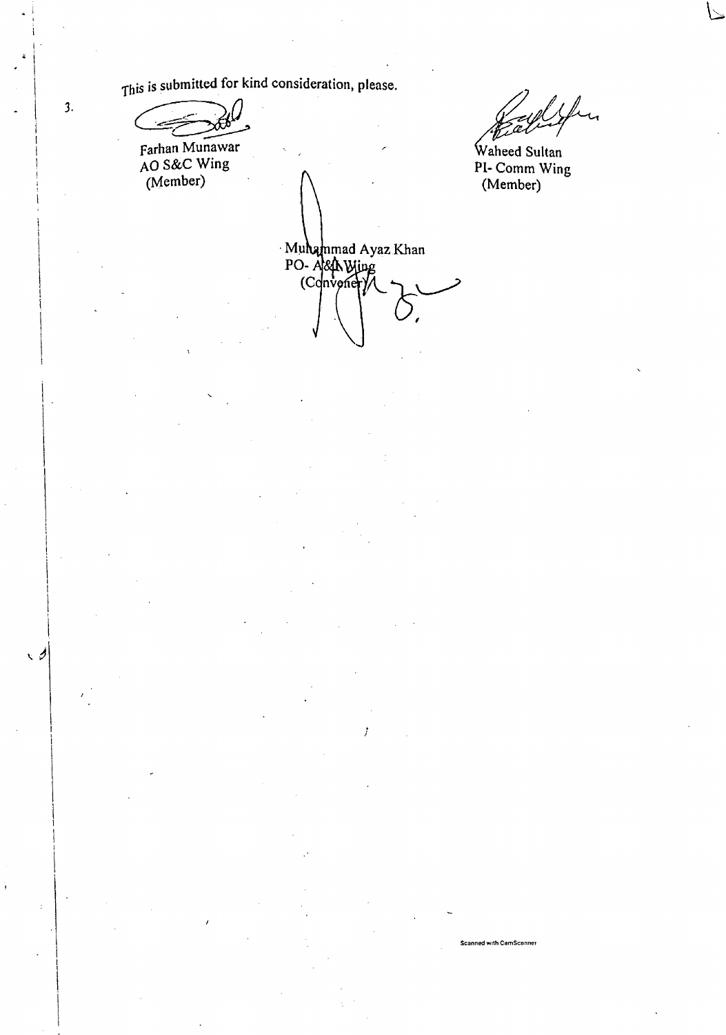3. This is submitted for kind consideration, please.

Farhan Munawar
AO S&C Wing
(Member)

Waheed Sultan
PI- Comm Wing
(Member)

Muhammad Ayaz Khan
PO- A&A Wing
(Convener)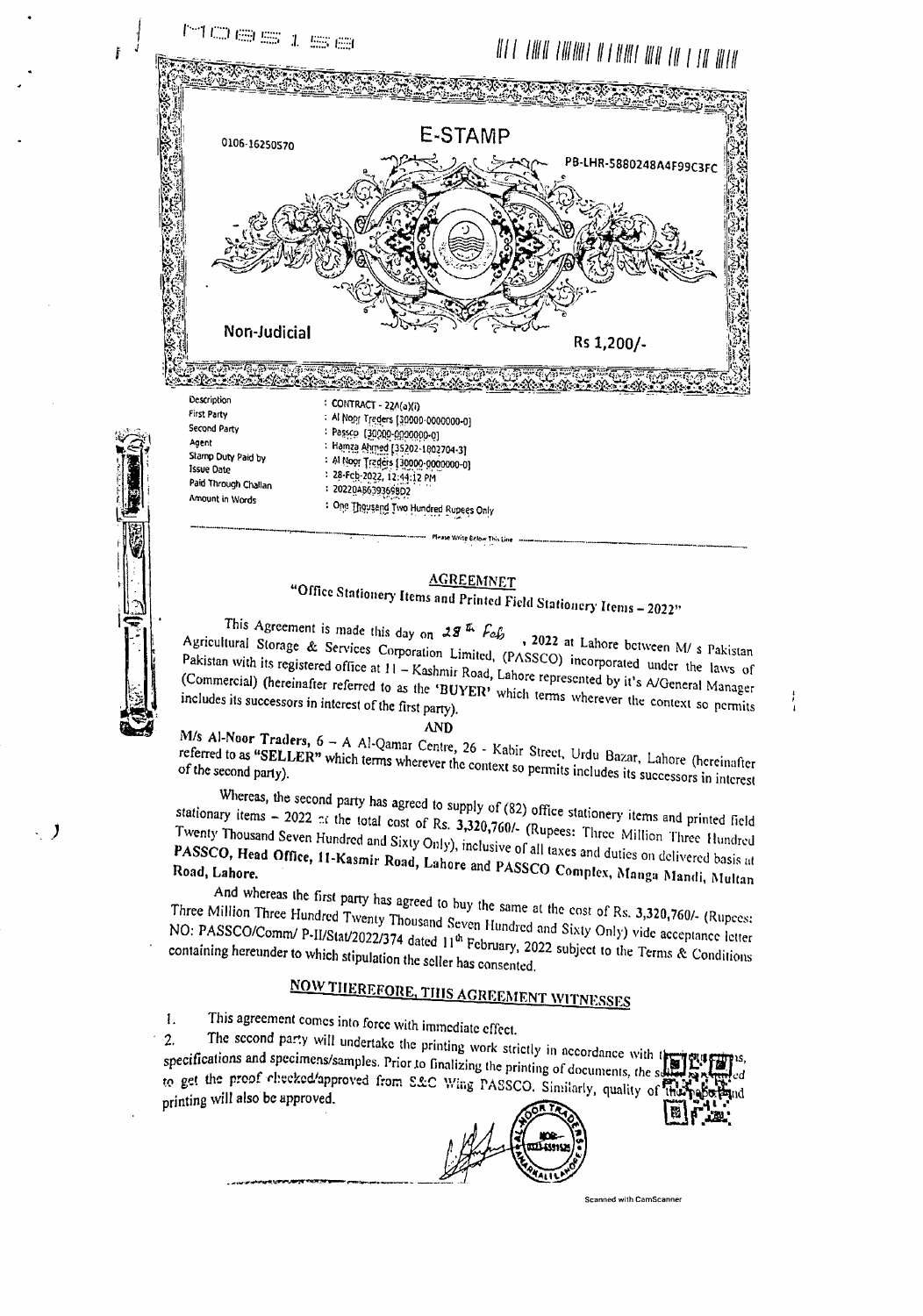M085158

0106-16250570

# E-STAMP

PB-LHR-5880248A4F99C3FC

Non-Judicial

Rs 1,200/-

| | |
|---|---|
| Description | : CONTRACT - 22A(a)(i) |
| First Party | : Al Noor Treders [30000-0000000-0] |
| Second Party | : Passco [30000-0000000-0] |
| Agent | : Hamza Ahmed [35202-1802704-3] |
| Stamp Duty Paid by | : Al Noor Treders [30000-0000000-0] |
| Issue Date | : 28-Feb-2022, 12:44:12 PM |
| Paid Through Challan | : 2022DA8639369BD2 |
| Amount in Words | : One Thousand Two Hundred Rupees Only |

Please Write Below This Line

## AGREEMNET

### "Office Stationery Items and Printed Field Stationery Items – 2022"

This Agreement is made this day on 28th Feb , 2022 at Lahore between M/ s Pakistan Agricultural Storage & Services Corporation Limited, (PASSCO) incorporated under the laws of Pakistan with its registered office at 11 – Kashmir Road, Lahore represented by it's A/General Manager (Commercial) (hereinafter referred to as the 'BUYER' which terms wherever the context so permits includes its successors in interest of the first party).

AND

**M/s Al-Noor Traders,** 6 – A Al-Qamar Centre, 26 - Kabir Street, Urdu Bazar, Lahore (hereinafter referred to as **"SELLER"** which terms wherever the context so permits includes its successors in interest of the second party).

Whereas, the second party has agreed to supply of (82) office stationery items and printed field stationary items – 2022 at the total cost of Rs. **3,320,760/-** (Rupees: Three Million Three Hundred Twenty Thousand Seven Hundred and Sixty Only), inclusive of all taxes and duties on delivered basis at **PASSCO, Head Office, 11-Kasmir Road, Lahore and PASSCO Complex, Manga Mandi, Multan Road, Lahore.**

And whereas the first party has agreed to buy the same at the cost of Rs. **3,320,760/-** (Rupees: Three Million Three Hundred Twenty Thousand Seven Hundred and Sixty Only) vide acceptance letter NO: PASSCO/Comm/ P-II/Stat/2022/374 dated 11th February, 2022 subject to the Terms & Conditions containing hereunder to which stipulation the seller has consented.

## NOW THEREFORE, THIS AGREEMENT WITNESSES

1. This agreement comes into force with immediate effect.
2. The second party will undertake the printing work strictly in accordance with the ... specifications and specimens/samples. Prior to finalizing the printing of documents, the s... to get the proof checked/approved from S&C Wing PASSCO. Similarly, quality of the ... printing will also be approved.

AL-NOOR TRADERS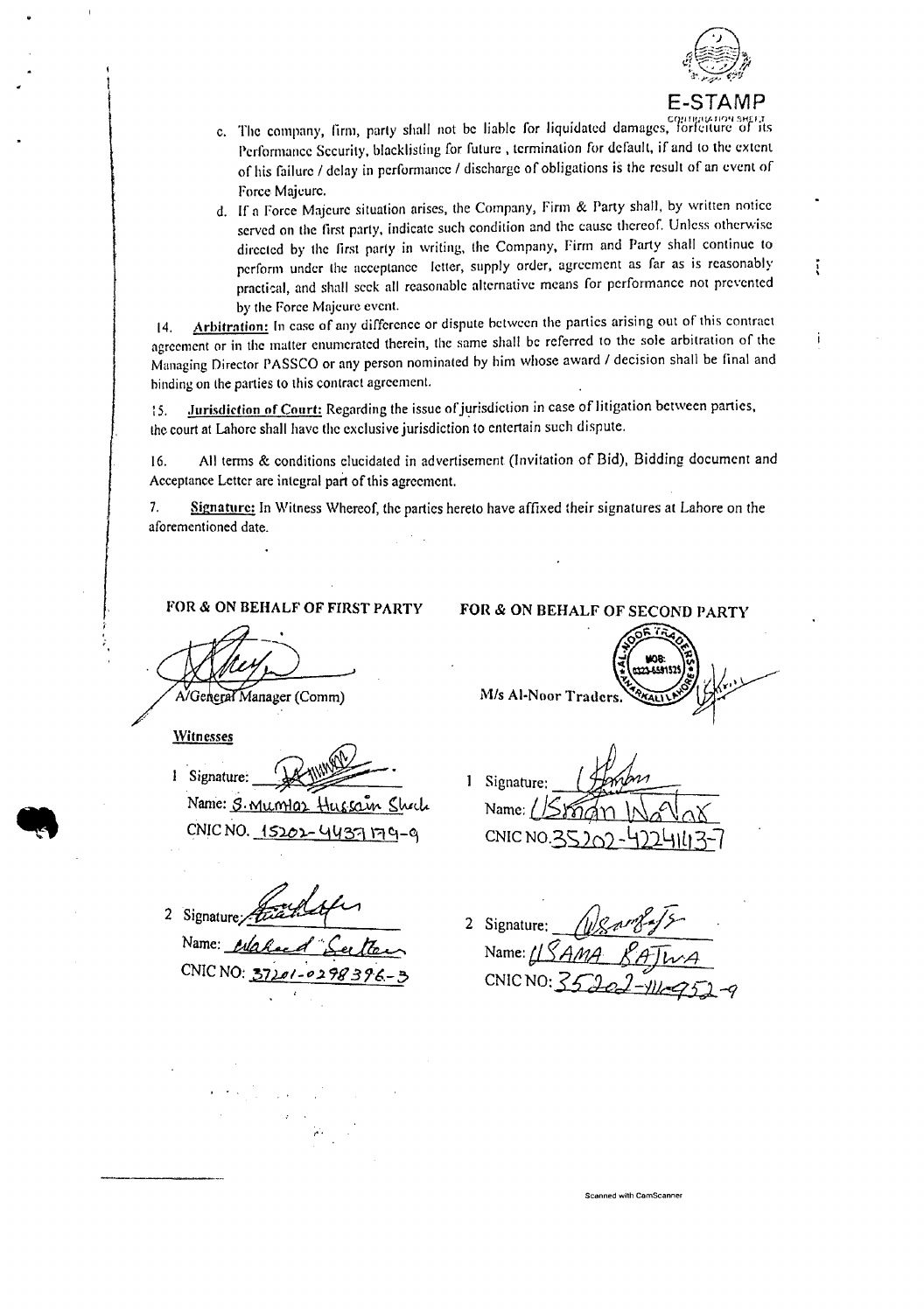E-STAMP

CONTINUATION SHEET

c. The company, firm, party shall not be liable for liquidated damages, forfeiture of its Performance Security, blacklisting for future , termination for default, if and to the extent of his failure / delay in performance / discharge of obligations is the result of an event of Force Majeure.

d. If a Force Majeure situation arises, the Company, Firm & Party shall, by written notice served on the first party, indicate such condition and the cause thereof. Unless otherwise directed by the first party in writing, the Company, Firm and Party shall continue to perform under the acceptance letter, supply order, agreement as far as is reasonably practical, and shall seek all reasonable alternative means for performance not prevented by the Force Majeure event.

14. **Arbitration:** In case of any difference or dispute between the parties arising out of this contract agreement or in the matter enumerated therein, the same shall be referred to the sole arbitration of the Managing Director PASSCO or any person nominated by him whose award / decision shall be final and binding on the parties to this contract agreement.

15. **Jurisdiction of Court:** Regarding the issue of jurisdiction in case of litigation between parties, the court at Lahore shall have the exclusive jurisdiction to entertain such dispute.

16. All terms & conditions elucidated in advertisement (Invitation of Bid), Bidding document and Acceptance Letter are integral part of this agreement.

7. **Signature:** In Witness Whereof, the parties hereto have affixed their signatures at Lahore on the aforementioned date.

| FOR & ON BEHALF OF FIRST PARTY | FOR & ON BEHALF OF SECOND PARTY |
|---|---|
| A/General Manager (Comm) | M/s Al-Noor Traders. |

**Witnesses**

| First Party | Second Party |
|---|---|
| 1 Signature: ______ | 1 Signature: ______ |
| Name: S. Mumtaz Hussain Shah | Name: Usman Nawaz |
| CNIC NO. 15202-4437179-9 | CNIC NO. 35202-4224143-7 |
| 2 Signature: ______ | 2 Signature: ______ |
| Name: Waheed Sultan | Name: USAMA BAJWA |
| CNIC NO: 37201-0298396-3 | CNIC NO: 35202-111-952-9 |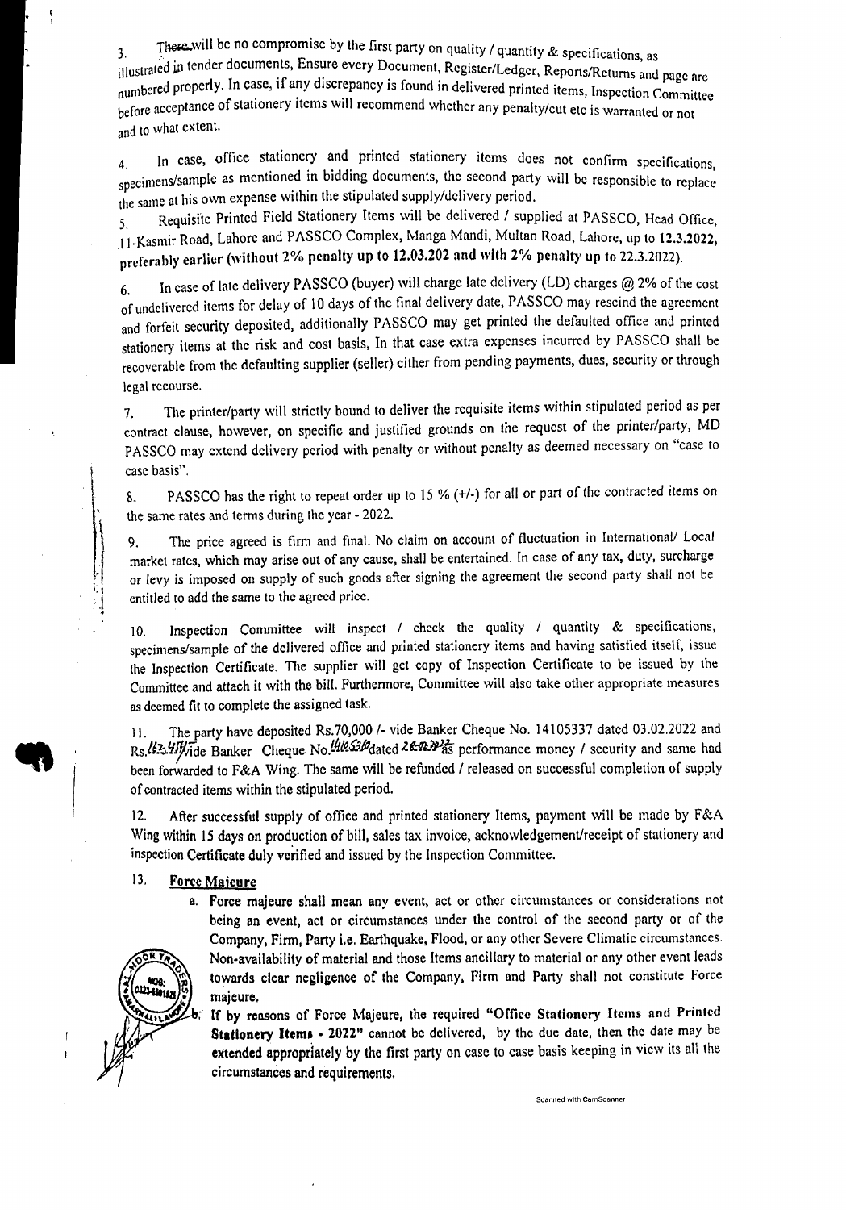3. There will be no compromise by the first party on quality / quantity & specifications, as illustrated in tender documents, Ensure every Document, Register/Ledger, Reports/Returns and page are numbered properly. In case, if any discrepancy is found in delivered printed items, Inspection Committee before acceptance of stationery items will recommend whether any penalty/cut etc is warranted or not and to what extent.

4. In case, office stationery and printed stationery items does not confirm specifications, specimens/sample as mentioned in bidding documents, the second party will be responsible to replace the same at his own expense within the stipulated supply/delivery period.

5. Requisite Printed Field Stationery Items will be delivered / supplied at PASSCO, Head Office, 11-Kasmir Road, Lahore and PASSCO Complex, Manga Mandi, Multan Road, Lahore, up to **12.3.2022, preferably earlier (without 2% penalty up to 12.03.202 and with 2% penalty up to 22.3.2022).**

6. In case of late delivery PASSCO (buyer) will charge late delivery (LD) charges @ 2% of the cost of undelivered items for delay of 10 days of the final delivery date, PASSCO may rescind the agreement and forfeit security deposited, additionally PASSCO may get printed the defaulted office and printed stationery items at the risk and cost basis, In that case extra expenses incurred by PASSCO shall be recoverable from the defaulting supplier (seller) either from pending payments, dues, security or through legal recourse.

7. The printer/party will strictly bound to deliver the requisite items within stipulated period as per contract clause, however, on specific and justified grounds on the request of the printer/party, MD PASSCO may extend delivery period with penalty or without penalty as deemed necessary on "case to case basis".

8. PASSCO has the right to repeat order up to 15 % (+/-) for all or part of the contracted items on the same rates and terms during the year - 2022.

9. The price agreed is firm and final. No claim on account of fluctuation in International/ Local market rates, which may arise out of any cause, shall be entertained. In case of any tax, duty, surcharge or levy is imposed on supply of such goods after signing the agreement the second party shall not be entitled to add the same to the agreed price.

10. Inspection Committee will inspect / check the quality / quantity & specifications, specimens/sample of the delivered office and printed stationery items and having satisfied itself, issue the Inspection Certificate. The supplier will get copy of Inspection Certificate to be issued by the Committee and attach it with the bill. Furthermore, Committee will also take other appropriate measures as deemed fit to complete the assigned task.

11. The party have deposited Rs.70,000 /- vide Banker Cheque No. 14105337 dated 03.02.2022 and Rs.162,454/- vide Banker Cheque No.14105380 dated 28.02.2022 as performance money / security and same had been forwarded to F&A Wing. The same will be refunded / released on successful completion of supply of contracted items within the stipulated period.

12. After successful supply of office and printed stationery Items, payment will be made by F&A Wing within 15 days on production of bill, sales tax invoice, acknowledgement/receipt of stationery and inspection Certificate duly verified and issued by the Inspection Committee.

13. **Force Majeure**

a. Force majeure shall mean any event, act or other circumstances or considerations not being an event, act or circumstances under the control of the second party or of the Company, Firm, Party i.e. Earthquake, Flood, or any other Severe Climatic circumstances. Non-availability of material and those Items ancillary to material or any other event leads towards clear negligence of the Company, Firm and Party shall not constitute Force majeure.

b. If by reasons of Force Majeure, the required **"Office Stationery Items and Printed Stationery Items - 2022"** cannot be delivered, by the due date, then the date may be extended appropriately by the first party on case to case basis keeping in view its all the circumstances and requirements.